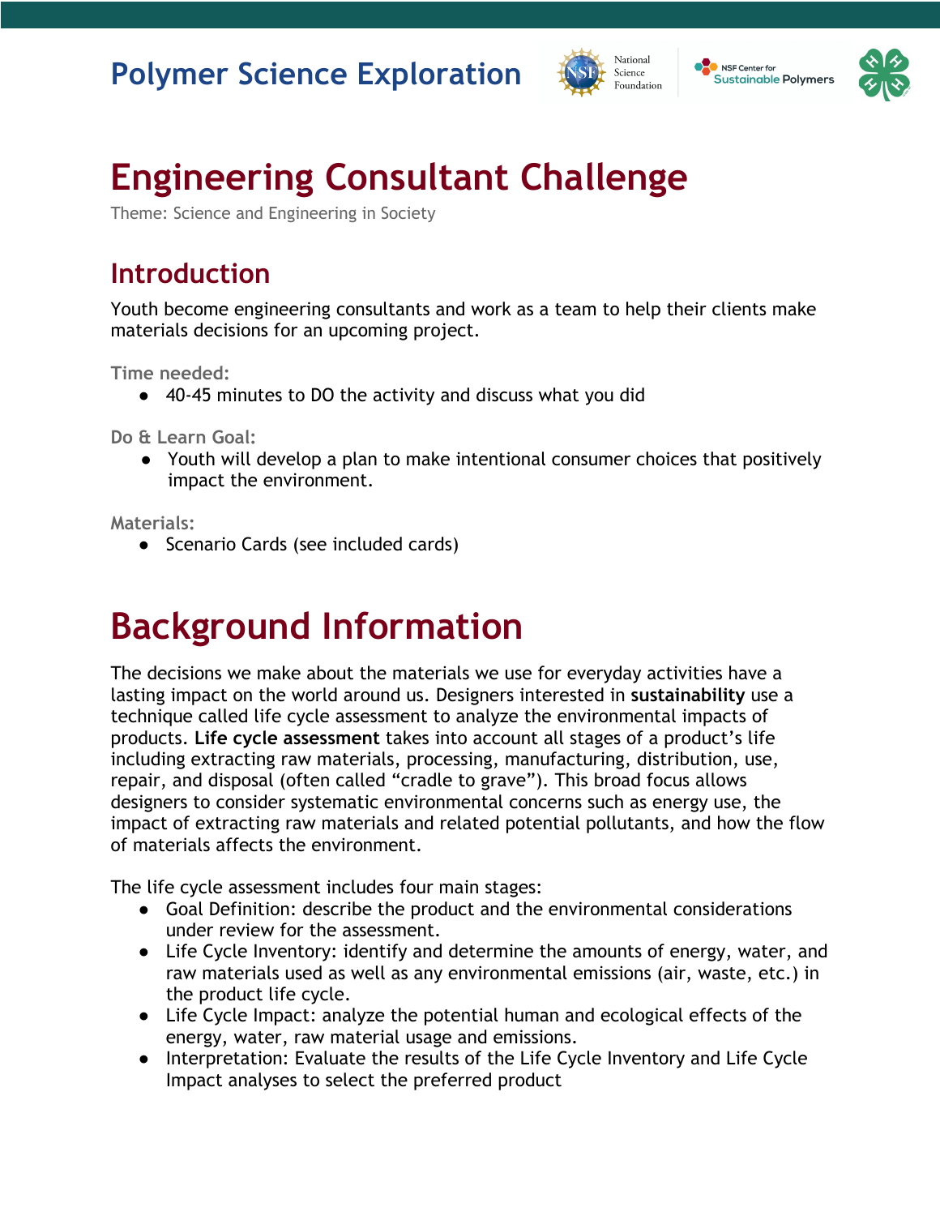# Polymer Science Exploration

# Engineering Consultant Challenge

Theme: Science and Engineering in Society

## Introduction

Youth become engineering consultants and work as a team to help their clients make materials decisions for an upcoming project.

**Time needed:**

- 40-45 minutes to DO the activity and discuss what you did

**Do & Learn Goal:**

- Youth will develop a plan to make intentional consumer choices that positively impact the environment.

**Materials:**

- Scenario Cards (see included cards)

# Background Information

The decisions we make about the materials we use for everyday activities have a lasting impact on the world around us. Designers interested in **sustainability** use a technique called life cycle assessment to analyze the environmental impacts of products. **Life cycle assessment** takes into account all stages of a product's life including extracting raw materials, processing, manufacturing, distribution, use, repair, and disposal (often called "cradle to grave"). This broad focus allows designers to consider systematic environmental concerns such as energy use, the impact of extracting raw materials and related potential pollutants, and how the flow of materials affects the environment.

The life cycle assessment includes four main stages:

- Goal Definition: describe the product and the environmental considerations under review for the assessment.
- Life Cycle Inventory: identify and determine the amounts of energy, water, and raw materials used as well as any environmental emissions (air, waste, etc.) in the product life cycle.
- Life Cycle Impact: analyze the potential human and ecological effects of the energy, water, raw material usage and emissions.
- Interpretation: Evaluate the results of the Life Cycle Inventory and Life Cycle Impact analyses to select the preferred product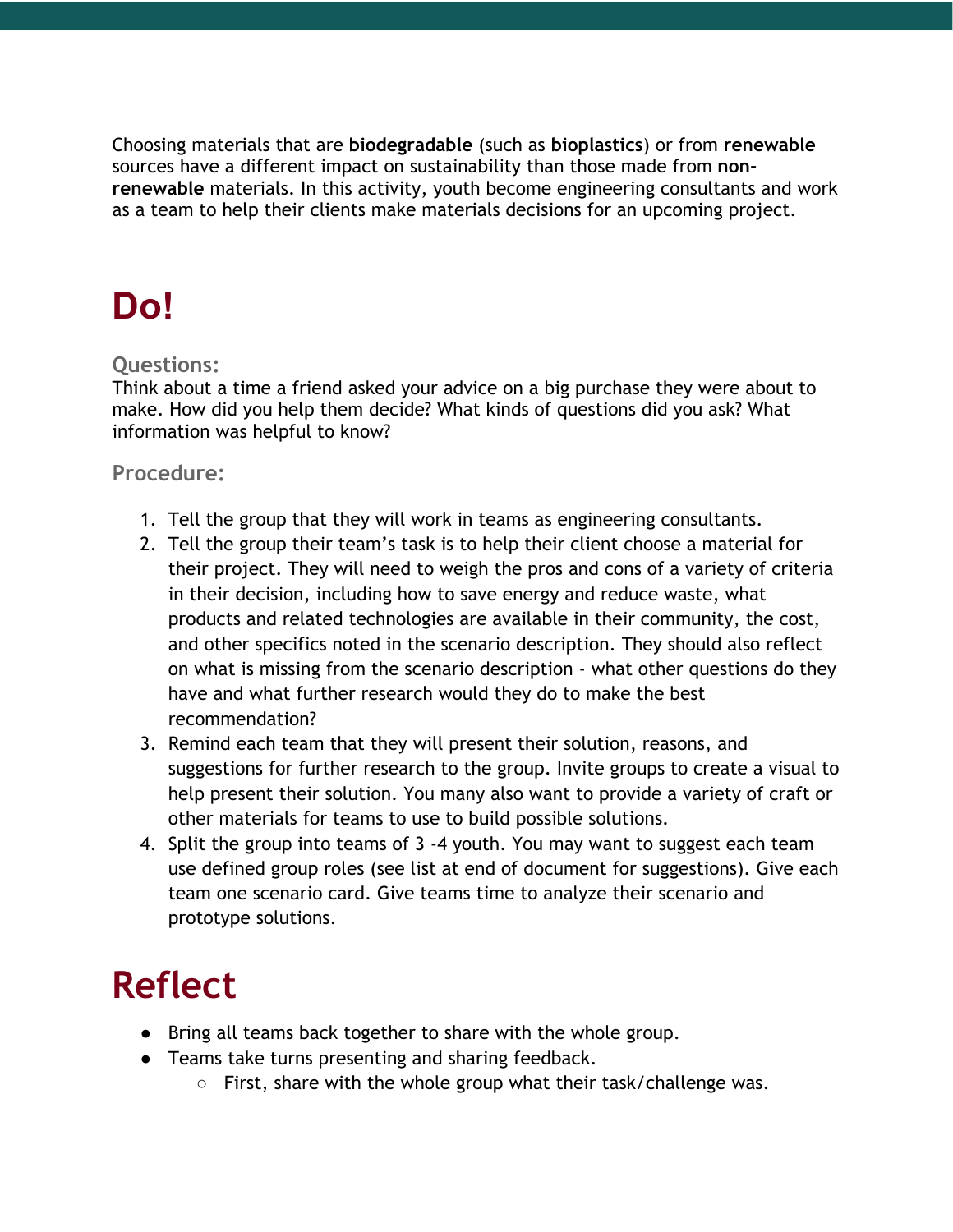Choosing materials that are **biodegradable** (such as **bioplastics**) or from **renewable** sources have a different impact on sustainability than those made from **non-renewable** materials. In this activity, youth become engineering consultants and work as a team to help their clients make materials decisions for an upcoming project.

# Do!

### Questions:

Think about a time a friend asked your advice on a big purchase they were about to make. How did you help them decide? What kinds of questions did you ask? What information was helpful to know?

### Procedure:

1. Tell the group that they will work in teams as engineering consultants.
2. Tell the group their team's task is to help their client choose a material for their project. They will need to weigh the pros and cons of a variety of criteria in their decision, including how to save energy and reduce waste, what products and related technologies are available in their community, the cost, and other specifics noted in the scenario description. They should also reflect on what is missing from the scenario description - what other questions do they have and what further research would they do to make the best recommendation?
3. Remind each team that they will present their solution, reasons, and suggestions for further research to the group. Invite groups to create a visual to help present their solution. You many also want to provide a variety of craft or other materials for teams to use to build possible solutions.
4. Split the group into teams of 3 -4 youth. You may want to suggest each team use defined group roles (see list at end of document for suggestions). Give each team one scenario card. Give teams time to analyze their scenario and prototype solutions.

# Reflect

- Bring all teams back together to share with the whole group.
- Teams take turns presenting and sharing feedback.
  - First, share with the whole group what their task/challenge was.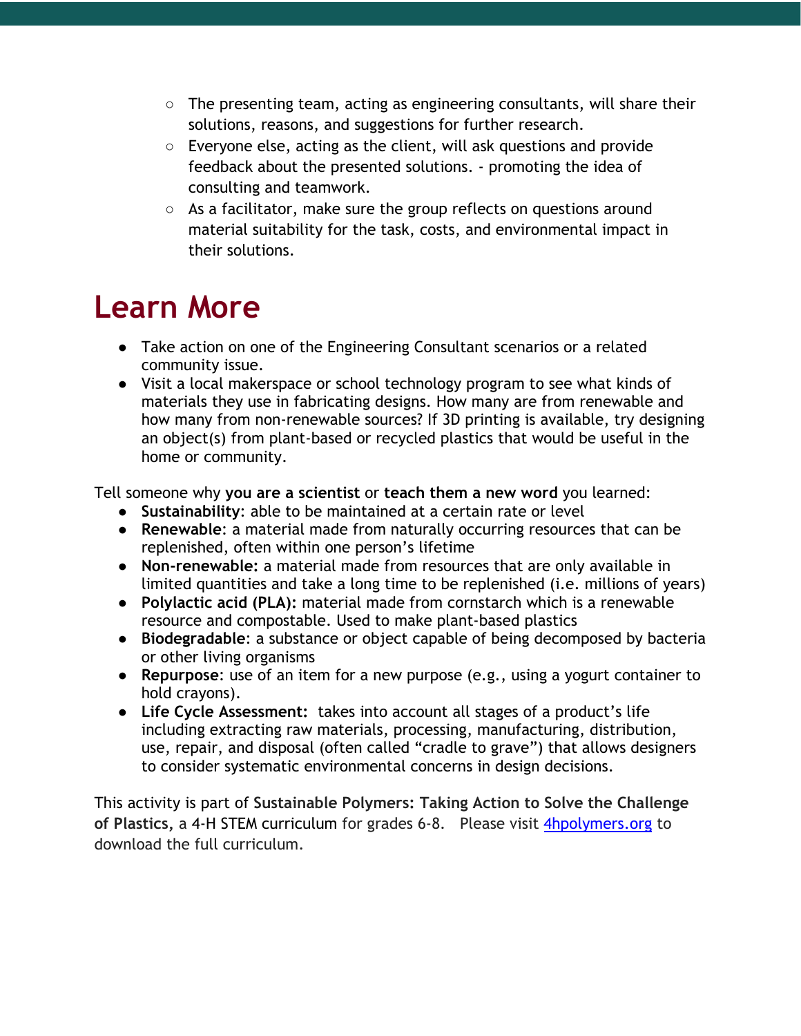- The presenting team, acting as engineering consultants, will share their solutions, reasons, and suggestions for further research.
  - Everyone else, acting as the client, will ask questions and provide feedback about the presented solutions. - promoting the idea of consulting and teamwork.
  - As a facilitator, make sure the group reflects on questions around material suitability for the task, costs, and environmental impact in their solutions.

# Learn More

- Take action on one of the Engineering Consultant scenarios or a related community issue.
- Visit a local makerspace or school technology program to see what kinds of materials they use in fabricating designs. How many are from renewable and how many from non-renewable sources? If 3D printing is available, try designing an object(s) from plant-based or recycled plastics that would be useful in the home or community.

Tell someone why **you are a scientist** or **teach them a new word** you learned:

- **Sustainability**: able to be maintained at a certain rate or level
- **Renewable**: a material made from naturally occurring resources that can be replenished, often within one person's lifetime
- **Non-renewable:** a material made from resources that are only available in limited quantities and take a long time to be replenished (i.e. millions of years)
- **Polylactic acid (PLA):** material made from cornstarch which is a renewable resource and compostable. Used to make plant-based plastics
- **Biodegradable**: a substance or object capable of being decomposed by bacteria or other living organisms
- **Repurpose**: use of an item for a new purpose (e.g., using a yogurt container to hold crayons).
- **Life Cycle Assessment:** takes into account all stages of a product's life including extracting raw materials, processing, manufacturing, distribution, use, repair, and disposal (often called "cradle to grave") that allows designers to consider systematic environmental concerns in design decisions.

This activity is part of **Sustainable Polymers: Taking Action to Solve the Challenge of Plastics,** a 4-H STEM curriculum for grades 6-8. Please visit [4hpolymers.org](https://4hpolymers.org) to download the full curriculum.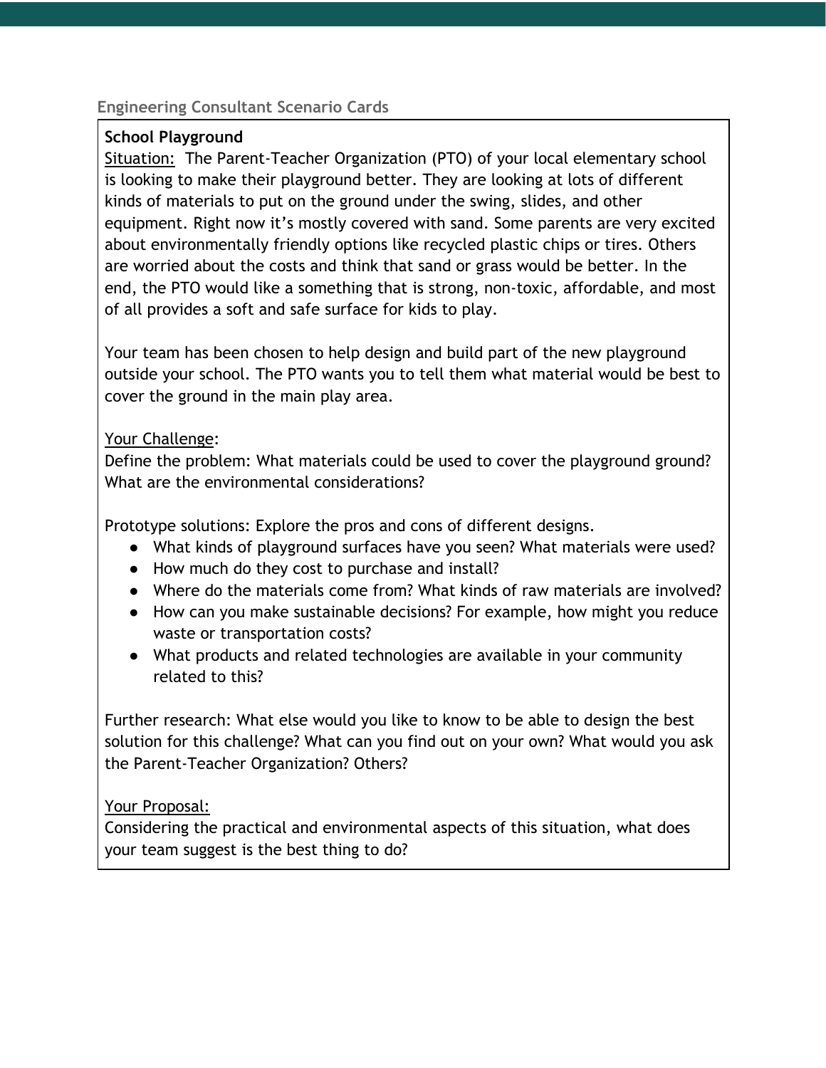Engineering Consultant Scenario Cards

**School Playground**

Situation: The Parent-Teacher Organization (PTO) of your local elementary school is looking to make their playground better. They are looking at lots of different kinds of materials to put on the ground under the swing, slides, and other equipment. Right now it's mostly covered with sand. Some parents are very excited about environmentally friendly options like recycled plastic chips or tires. Others are worried about the costs and think that sand or grass would be better. In the end, the PTO would like a something that is strong, non-toxic, affordable, and most of all provides a soft and safe surface for kids to play.

Your team has been chosen to help design and build part of the new playground outside your school. The PTO wants you to tell them what material would be best to cover the ground in the main play area.

Your Challenge:

Define the problem: What materials could be used to cover the playground ground? What are the environmental considerations?

Prototype solutions: Explore the pros and cons of different designs.

- What kinds of playground surfaces have you seen? What materials were used?
- How much do they cost to purchase and install?
- Where do the materials come from? What kinds of raw materials are involved?
- How can you make sustainable decisions? For example, how might you reduce waste or transportation costs?
- What products and related technologies are available in your community related to this?

Further research: What else would you like to know to be able to design the best solution for this challenge? What can you find out on your own? What would you ask the Parent-Teacher Organization? Others?

Your Proposal:

Considering the practical and environmental aspects of this situation, what does your team suggest is the best thing to do?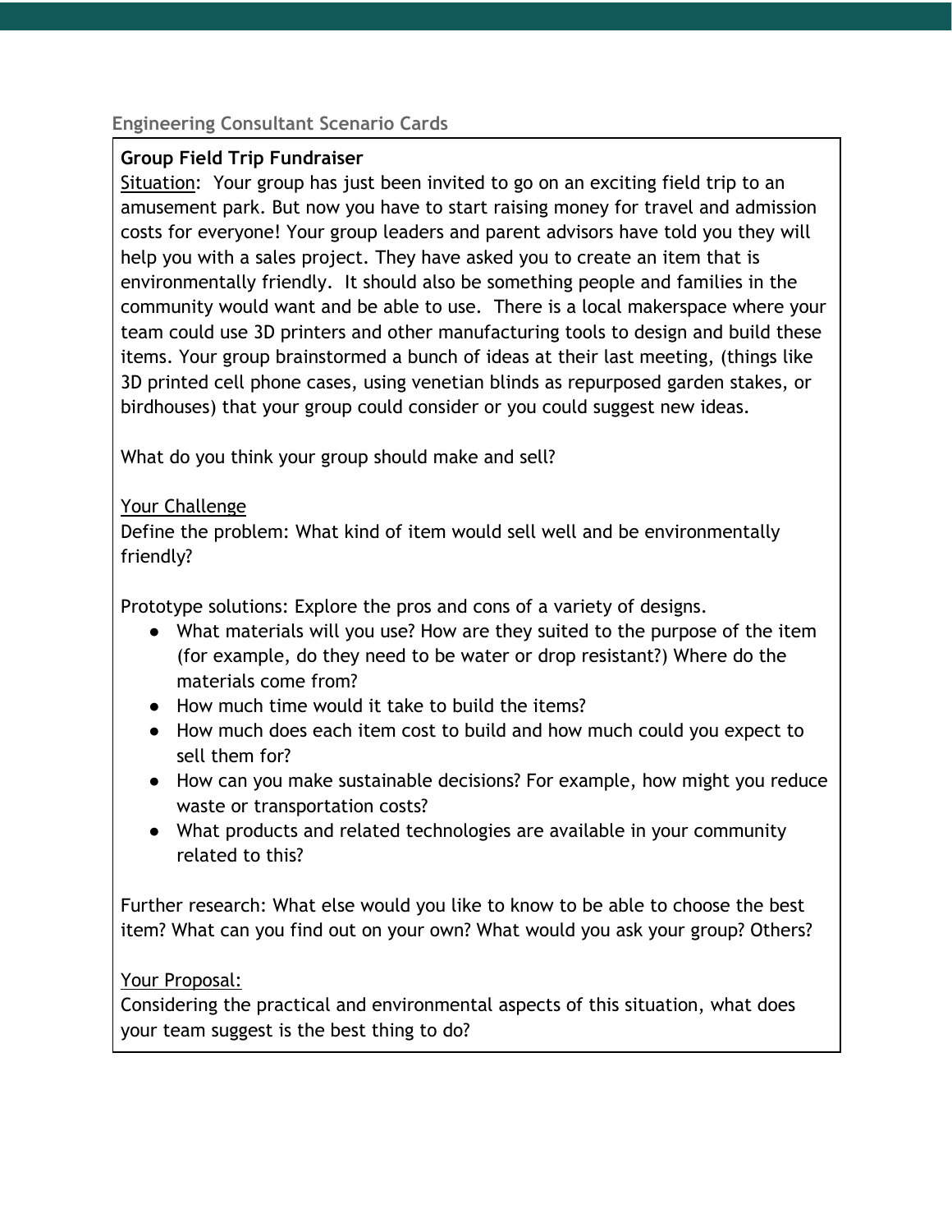## Engineering Consultant Scenario Cards

**Group Field Trip Fundraiser**

Situation: Your group has just been invited to go on an exciting field trip to an amusement park. But now you have to start raising money for travel and admission costs for everyone! Your group leaders and parent advisors have told you they will help you with a sales project. They have asked you to create an item that is environmentally friendly. It should also be something people and families in the community would want and be able to use. There is a local makerspace where your team could use 3D printers and other manufacturing tools to design and build these items. Your group brainstormed a bunch of ideas at their last meeting, (things like 3D printed cell phone cases, using venetian blinds as repurposed garden stakes, or birdhouses) that your group could consider or you could suggest new ideas.

What do you think your group should make and sell?

Your Challenge

Define the problem: What kind of item would sell well and be environmentally friendly?

Prototype solutions: Explore the pros and cons of a variety of designs.

- What materials will you use? How are they suited to the purpose of the item (for example, do they need to be water or drop resistant?) Where do the materials come from?
- How much time would it take to build the items?
- How much does each item cost to build and how much could you expect to sell them for?
- How can you make sustainable decisions? For example, how might you reduce waste or transportation costs?
- What products and related technologies are available in your community related to this?

Further research: What else would you like to know to be able to choose the best item? What can you find out on your own? What would you ask your group? Others?

Your Proposal:

Considering the practical and environmental aspects of this situation, what does your team suggest is the best thing to do?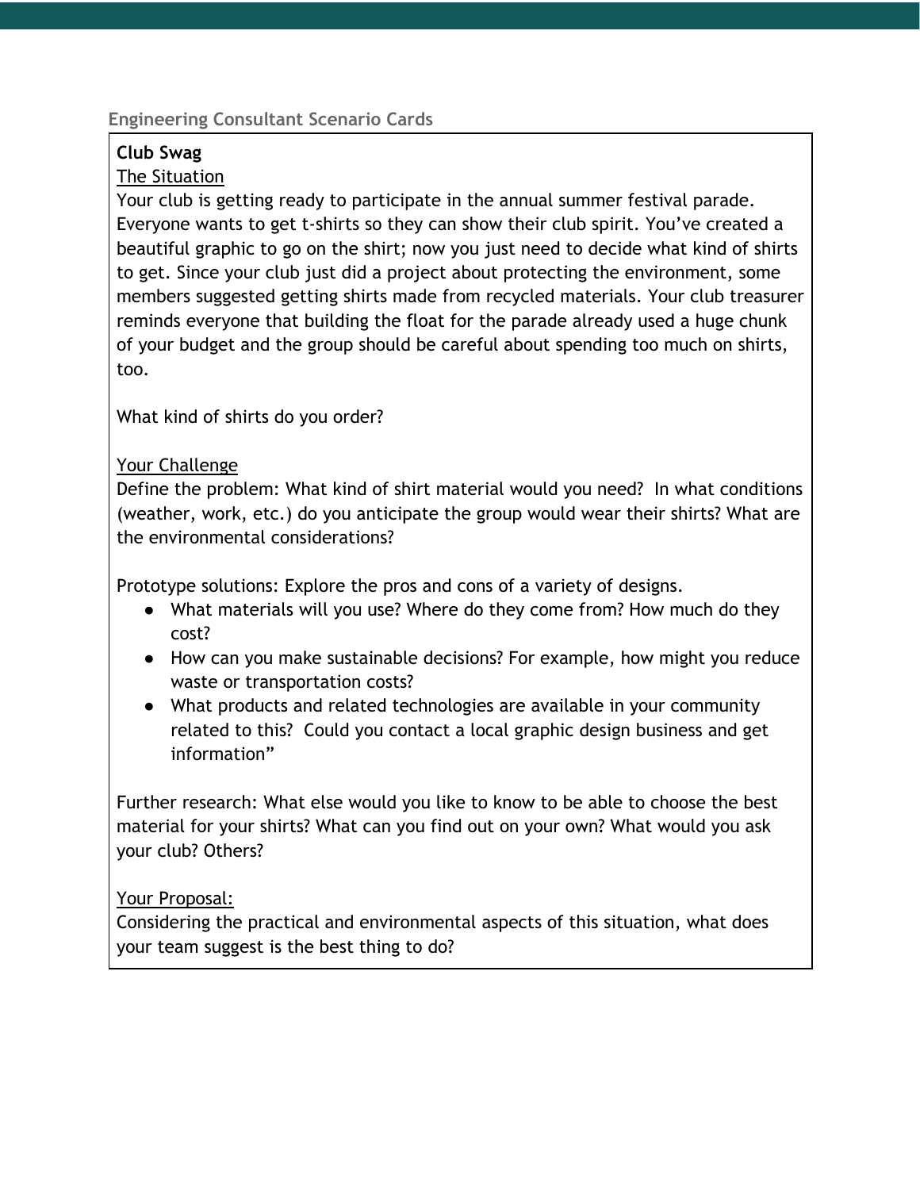## Engineering Consultant Scenario Cards

**Club Swag**

The Situation

Your club is getting ready to participate in the annual summer festival parade. Everyone wants to get t-shirts so they can show their club spirit. You've created a beautiful graphic to go on the shirt; now you just need to decide what kind of shirts to get. Since your club just did a project about protecting the environment, some members suggested getting shirts made from recycled materials. Your club treasurer reminds everyone that building the float for the parade already used a huge chunk of your budget and the group should be careful about spending too much on shirts, too.

What kind of shirts do you order?

Your Challenge

Define the problem: What kind of shirt material would you need? In what conditions (weather, work, etc.) do you anticipate the group would wear their shirts? What are the environmental considerations?

Prototype solutions: Explore the pros and cons of a variety of designs.

- What materials will you use? Where do they come from? How much do they cost?
- How can you make sustainable decisions? For example, how might you reduce waste or transportation costs?
- What products and related technologies are available in your community related to this? Could you contact a local graphic design business and get information"

Further research: What else would you like to know to be able to choose the best material for your shirts? What can you find out on your own? What would you ask your club? Others?

Your Proposal:

Considering the practical and environmental aspects of this situation, what does your team suggest is the best thing to do?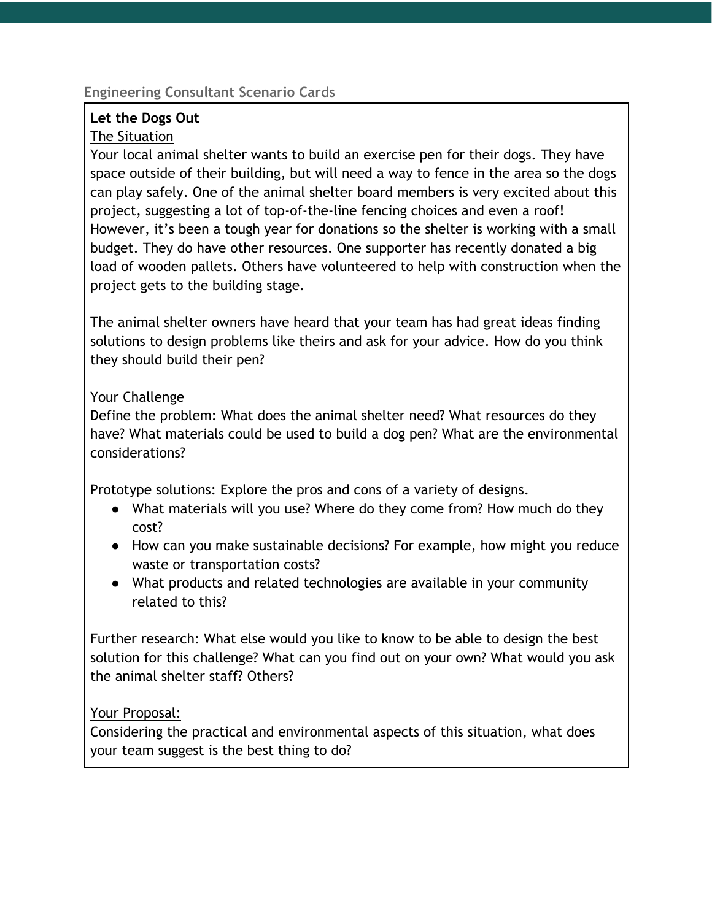## Engineering Consultant Scenario Cards

**Let the Dogs Out**

The Situation

Your local animal shelter wants to build an exercise pen for their dogs. They have space outside of their building, but will need a way to fence in the area so the dogs can play safely. One of the animal shelter board members is very excited about this project, suggesting a lot of top-of-the-line fencing choices and even a roof! However, it's been a tough year for donations so the shelter is working with a small budget. They do have other resources. One supporter has recently donated a big load of wooden pallets. Others have volunteered to help with construction when the project gets to the building stage.

The animal shelter owners have heard that your team has had great ideas finding solutions to design problems like theirs and ask for your advice. How do you think they should build their pen?

Your Challenge

Define the problem: What does the animal shelter need? What resources do they have? What materials could be used to build a dog pen? What are the environmental considerations?

Prototype solutions: Explore the pros and cons of a variety of designs.

- What materials will you use? Where do they come from? How much do they cost?
- How can you make sustainable decisions? For example, how might you reduce waste or transportation costs?
- What products and related technologies are available in your community related to this?

Further research: What else would you like to know to be able to design the best solution for this challenge? What can you find out on your own? What would you ask the animal shelter staff? Others?

Your Proposal:

Considering the practical and environmental aspects of this situation, what does your team suggest is the best thing to do?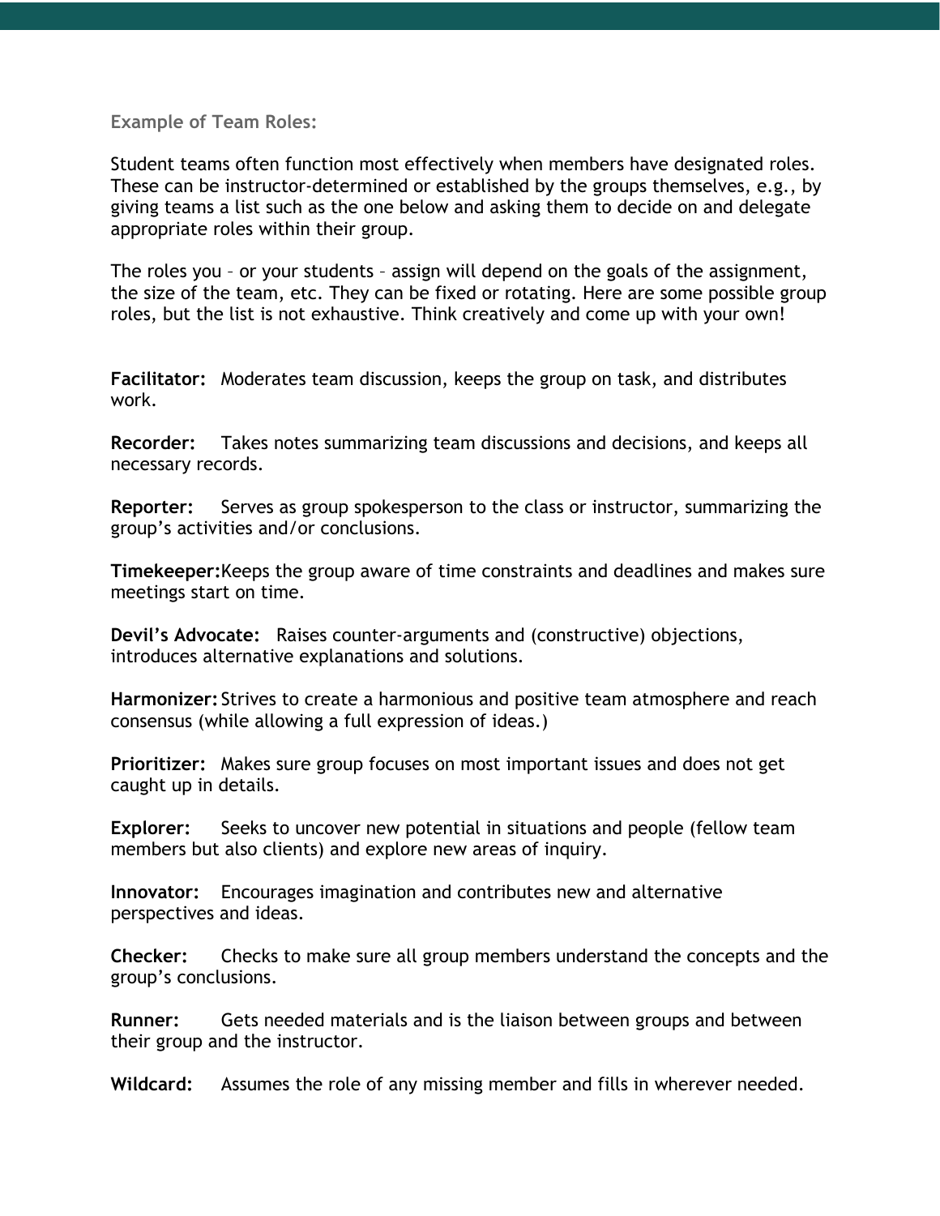### Example of Team Roles:

Student teams often function most effectively when members have designated roles. These can be instructor-determined or established by the groups themselves, e.g., by giving teams a list such as the one below and asking them to decide on and delegate appropriate roles within their group.

The roles you – or your students – assign will depend on the goals of the assignment, the size of the team, etc. They can be fixed or rotating. Here are some possible group roles, but the list is not exhaustive. Think creatively and come up with your own!

**Facilitator:** Moderates team discussion, keeps the group on task, and distributes work.

**Recorder:** Takes notes summarizing team discussions and decisions, and keeps all necessary records.

**Reporter:** Serves as group spokesperson to the class or instructor, summarizing the group's activities and/or conclusions.

**Timekeeper:** Keeps the group aware of time constraints and deadlines and makes sure meetings start on time.

**Devil's Advocate:** Raises counter-arguments and (constructive) objections, introduces alternative explanations and solutions.

**Harmonizer:** Strives to create a harmonious and positive team atmosphere and reach consensus (while allowing a full expression of ideas.)

**Prioritizer:** Makes sure group focuses on most important issues and does not get caught up in details.

**Explorer:** Seeks to uncover new potential in situations and people (fellow team members but also clients) and explore new areas of inquiry.

**Innovator:** Encourages imagination and contributes new and alternative perspectives and ideas.

**Checker:** Checks to make sure all group members understand the concepts and the group's conclusions.

**Runner:** Gets needed materials and is the liaison between groups and between their group and the instructor.

**Wildcard:** Assumes the role of any missing member and fills in wherever needed.